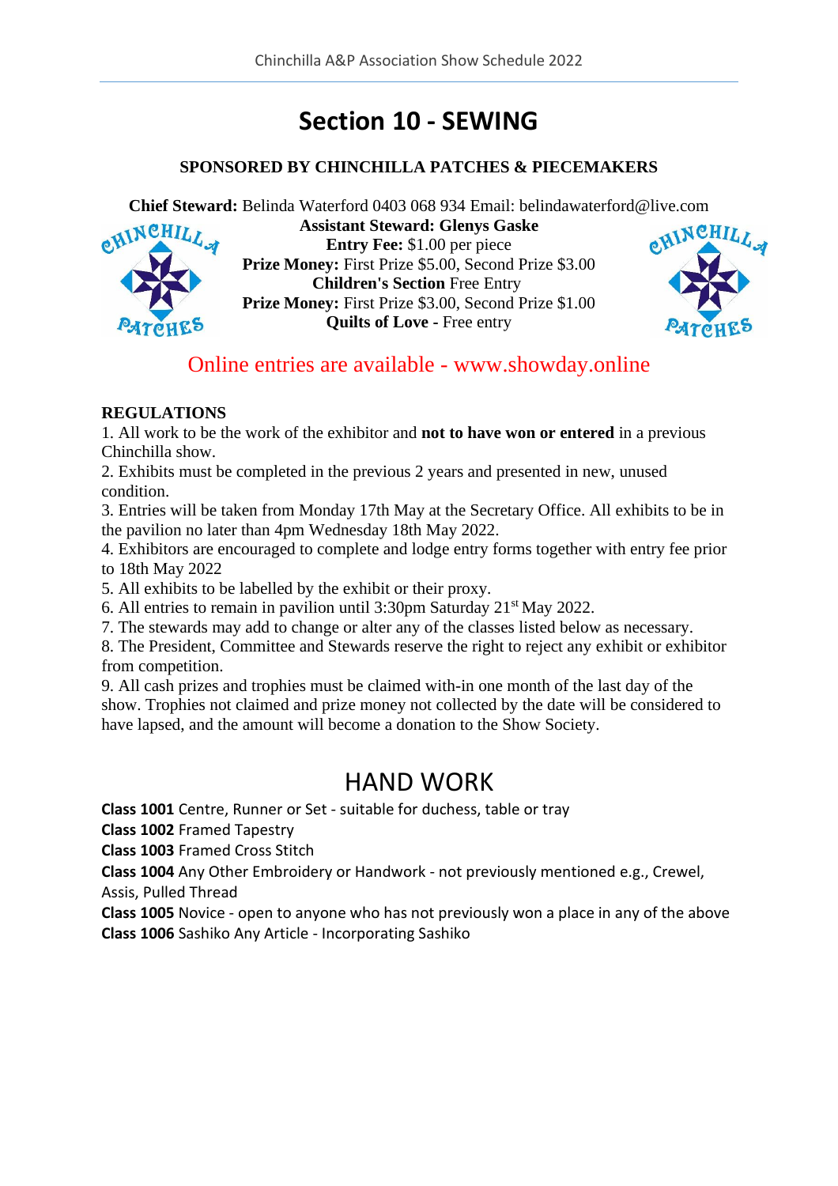# Section 10 - SEWING

**SPONSORED BY CHINCHILLA PATCHES & PIECEMAKERS**

**Chief Steward:** Belinda Waterford 0403 068 934 Email: belindawaterford@live.com
**Assistant Steward: Glenys Gaske**
**Entry Fee:** $1.00 per piece
**Prize Money:** First Prize $5.00, Second Prize $3.00
**Children's Section** Free Entry
**Prize Money:** First Prize $3.00, Second Prize $1.00
**Quilts of Love** - Free entry

Online entries are available - www.showday.online

**REGULATIONS**

1. All work to be the work of the exhibitor and **not to have won or entered** in a previous Chinchilla show.
2. Exhibits must be completed in the previous 2 years and presented in new, unused condition.
3. Entries will be taken from Monday 17th May at the Secretary Office. All exhibits to be in the pavilion no later than 4pm Wednesday 18th May 2022.
4. Exhibitors are encouraged to complete and lodge entry forms together with entry fee prior to 18th May 2022
5. All exhibits to be labelled by the exhibit or their proxy.
6. All entries to remain in pavilion until 3:30pm Saturday 21st May 2022.
7. The stewards may add to change or alter any of the classes listed below as necessary.
8. The President, Committee and Stewards reserve the right to reject any exhibit or exhibitor from competition.
9. All cash prizes and trophies must be claimed with-in one month of the last day of the show. Trophies not claimed and prize money not collected by the date will be considered to have lapsed, and the amount will become a donation to the Show Society.

## HAND WORK

**Class 1001** Centre, Runner or Set - suitable for duchess, table or tray
**Class 1002** Framed Tapestry
**Class 1003** Framed Cross Stitch
**Class 1004** Any Other Embroidery or Handwork - not previously mentioned e.g., Crewel, Assis, Pulled Thread
**Class 1005** Novice - open to anyone who has not previously won a place in any of the above
**Class 1006** Sashiko Any Article - Incorporating Sashiko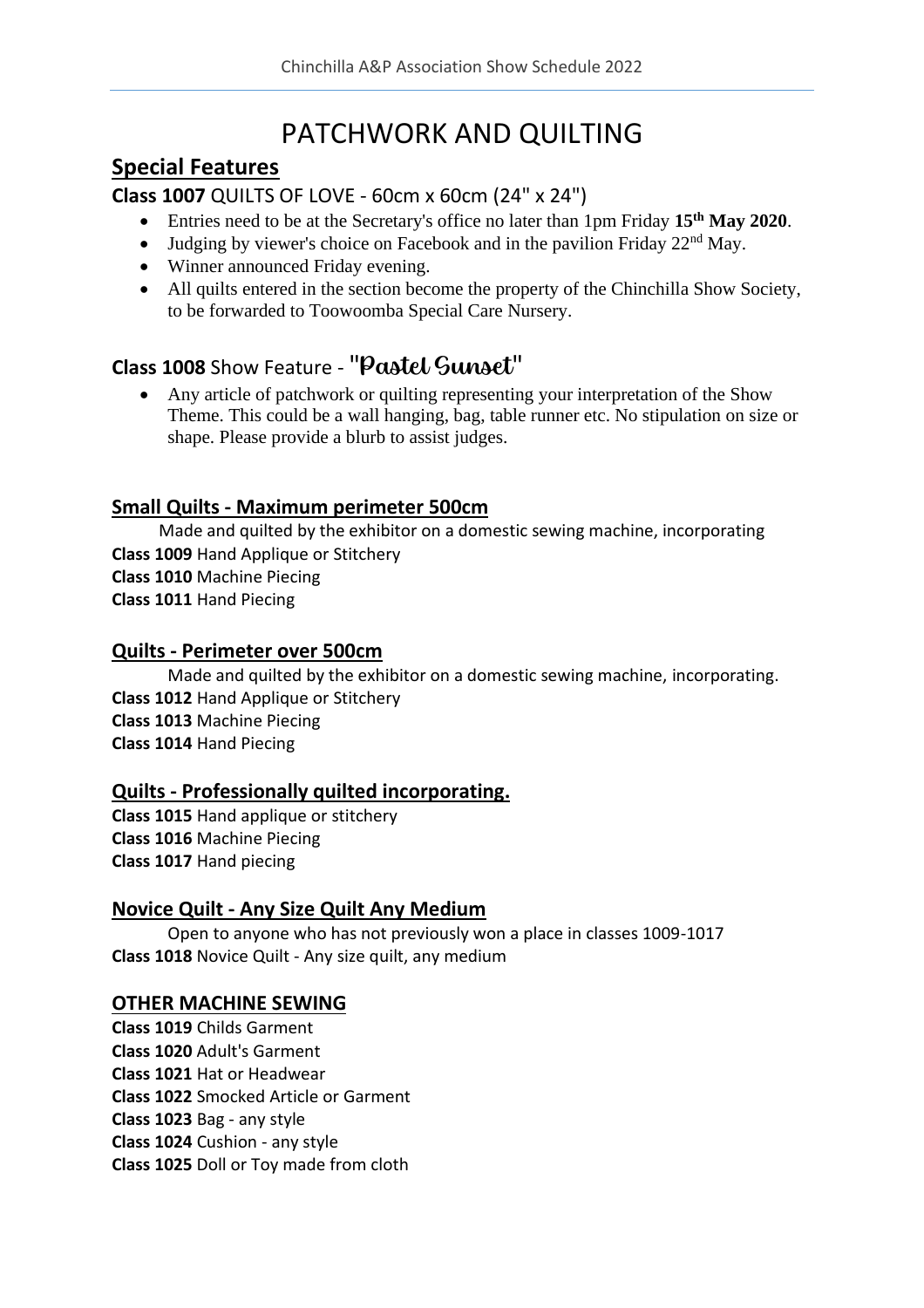# PATCHWORK AND QUILTING

## Special Features

### **Class 1007** QUILTS OF LOVE - 60cm x 60cm (24" x 24")

- Entries need to be at the Secretary's office no later than 1pm Friday **15th May 2020**.
- Judging by viewer's choice on Facebook and in the pavilion Friday 22nd May.
- Winner announced Friday evening.
- All quilts entered in the section become the property of the Chinchilla Show Society, to be forwarded to Toowoomba Special Care Nursery.

### **Class 1008** Show Feature - "Pastel Sunset"

- Any article of patchwork or quilting representing your interpretation of the Show Theme. This could be a wall hanging, bag, table runner etc. No stipulation on size or shape. Please provide a blurb to assist judges.

### Small Quilts - Maximum perimeter 500cm

Made and quilted by the exhibitor on a domestic sewing machine, incorporating

**Class 1009** Hand Applique or Stitchery
**Class 1010** Machine Piecing
**Class 1011** Hand Piecing

### Quilts - Perimeter over 500cm

Made and quilted by the exhibitor on a domestic sewing machine, incorporating.

**Class 1012** Hand Applique or Stitchery
**Class 1013** Machine Piecing
**Class 1014** Hand Piecing

### Quilts - Professionally quilted incorporating.

**Class 1015** Hand applique or stitchery
**Class 1016** Machine Piecing
**Class 1017** Hand piecing

### Novice Quilt - Any Size Quilt Any Medium

Open to anyone who has not previously won a place in classes 1009-1017

**Class 1018** Novice Quilt - Any size quilt, any medium

### OTHER MACHINE SEWING

**Class 1019** Childs Garment
**Class 1020** Adult's Garment
**Class 1021** Hat or Headwear
**Class 1022** Smocked Article or Garment
**Class 1023** Bag - any style
**Class 1024** Cushion - any style
**Class 1025** Doll or Toy made from cloth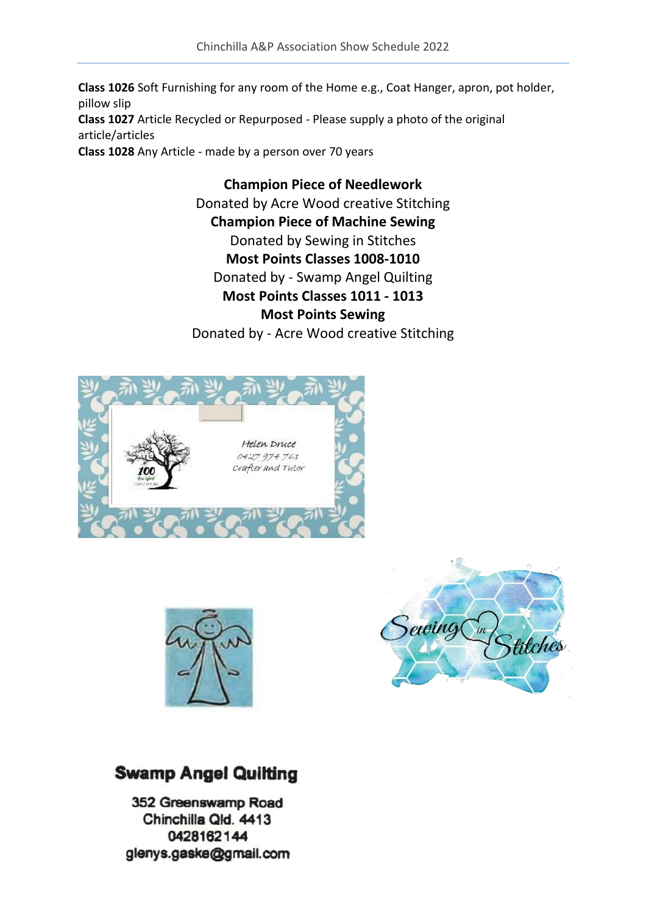**Class 1026** Soft Furnishing for any room of the Home e.g., Coat Hanger, apron, pot holder, pillow slip
**Class 1027** Article Recycled or Repurposed - Please supply a photo of the original article/articles
**Class 1028** Any Article - made by a person over 70 years

**Champion Piece of Needlework**
Donated by Acre Wood creative Stitching
**Champion Piece of Machine Sewing**
Donated by Sewing in Stitches
**Most Points Classes 1008-1010**
Donated by - Swamp Angel Quilting
**Most Points Classes 1011 - 1013**
**Most Points Sewing**
Donated by - Acre Wood creative Stitching

Helen Druce
0427 974 761
Crafter and Tutor

**Swamp Angel Quilting**
352 Greenswamp Road
Chinchilla Qld. 4413
0428162144
glenys.gaske@gmail.com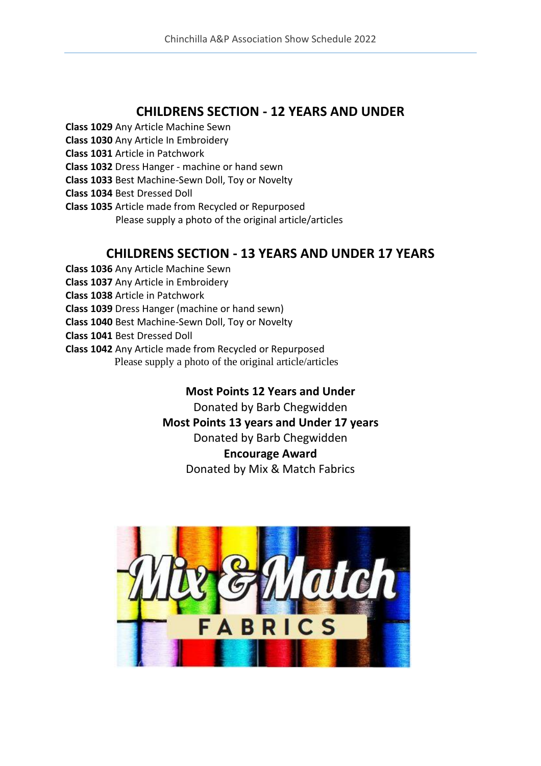## CHILDRENS SECTION - 12 YEARS AND UNDER

**Class 1029** Any Article Machine Sewn
**Class 1030** Any Article In Embroidery
**Class 1031** Article in Patchwork
**Class 1032** Dress Hanger - machine or hand sewn
**Class 1033** Best Machine-Sewn Doll, Toy or Novelty
**Class 1034** Best Dressed Doll
**Class 1035** Article made from Recycled or Repurposed
Please supply a photo of the original article/articles

## CHILDRENS SECTION - 13 YEARS AND UNDER 17 YEARS

**Class 1036** Any Article Machine Sewn
**Class 1037** Any Article in Embroidery
**Class 1038** Article in Patchwork
**Class 1039** Dress Hanger (machine or hand sewn)
**Class 1040** Best Machine-Sewn Doll, Toy or Novelty
**Class 1041** Best Dressed Doll
**Class 1042** Any Article made from Recycled or Repurposed
Please supply a photo of the original article/articles

**Most Points 12 Years and Under**
Donated by Barb Chegwidden
**Most Points 13 years and Under 17 years**
Donated by Barb Chegwidden
**Encourage Award**
Donated by Mix & Match Fabrics